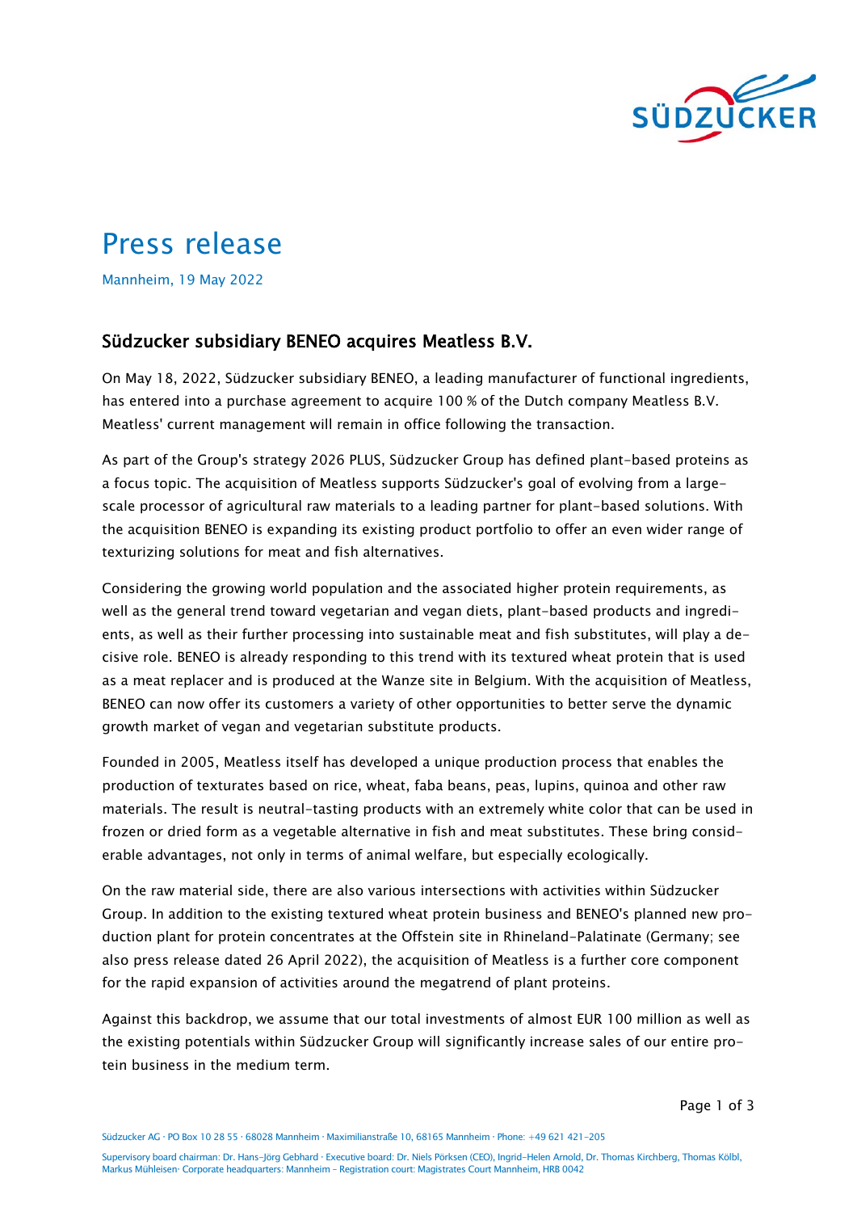# Press release

Mannheim, 19 May 2022

## Südzucker subsidiary BENEO acquires Meatless B.V.

On May 18, 2022, Südzucker subsidiary BENEO, a leading manufacturer of functional ingredients, has entered into a purchase agreement to acquire 100 % of the Dutch company Meatless B.V. Meatless' current management will remain in office following the transaction.

As part of the Group's strategy 2026 PLUS, Südzucker Group has defined plant-based proteins as a focus topic. The acquisition of Meatless supports Südzucker's goal of evolving from a large-scale processor of agricultural raw materials to a leading partner for plant-based solutions. With the acquisition BENEO is expanding its existing product portfolio to offer an even wider range of texturizing solutions for meat and fish alternatives.

Considering the growing world population and the associated higher protein requirements, as well as the general trend toward vegetarian and vegan diets, plant-based products and ingredients, as well as their further processing into sustainable meat and fish substitutes, will play a decisive role. BENEO is already responding to this trend with its textured wheat protein that is used as a meat replacer and is produced at the Wanze site in Belgium. With the acquisition of Meatless, BENEO can now offer its customers a variety of other opportunities to better serve the dynamic growth market of vegan and vegetarian substitute products.

Founded in 2005, Meatless itself has developed a unique production process that enables the production of texturates based on rice, wheat, faba beans, peas, lupins, quinoa and other raw materials. The result is neutral-tasting products with an extremely white color that can be used in frozen or dried form as a vegetable alternative in fish and meat substitutes. These bring considerable advantages, not only in terms of animal welfare, but especially ecologically.

On the raw material side, there are also various intersections with activities within Südzucker Group. In addition to the existing textured wheat protein business and BENEO's planned new production plant for protein concentrates at the Offstein site in Rhineland-Palatinate (Germany; see also press release dated 26 April 2022), the acquisition of Meatless is a further core component for the rapid expansion of activities around the megatrend of plant proteins.

Against this backdrop, we assume that our total investments of almost EUR 100 million as well as the existing potentials within Südzucker Group will significantly increase sales of our entire protein business in the medium term.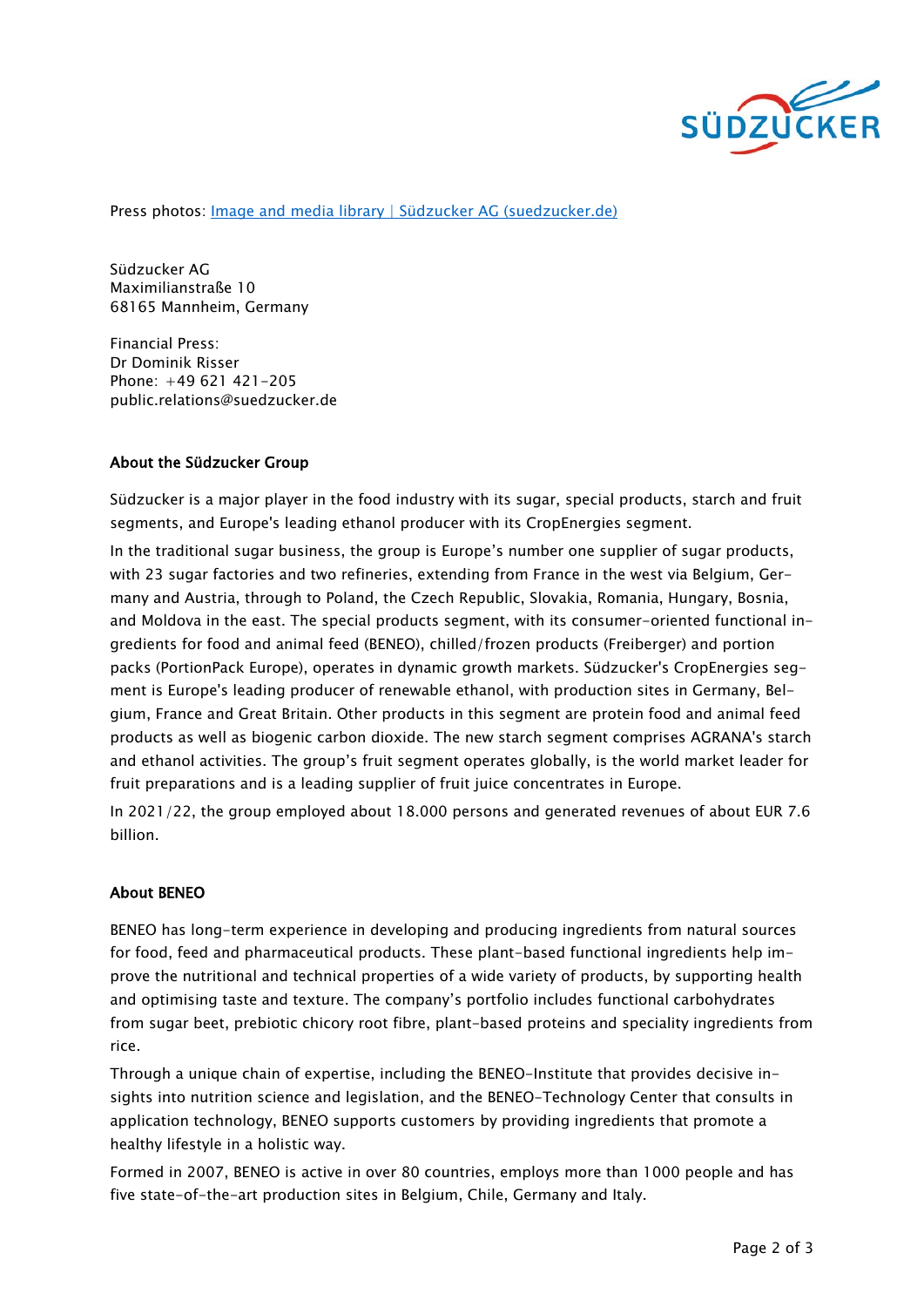Press photos: [Image and media library | Südzucker AG (suedzucker.de)]

Südzucker AG
Maximilianstraße 10
68165 Mannheim, Germany

Financial Press:
Dr Dominik Risser
Phone: +49 621 421-205
public.relations@suedzucker.de

**About the Südzucker Group**

Südzucker is a major player in the food industry with its sugar, special products, starch and fruit segments, and Europe's leading ethanol producer with its CropEnergies segment.

In the traditional sugar business, the group is Europe's number one supplier of sugar products, with 23 sugar factories and two refineries, extending from France in the west via Belgium, Germany and Austria, through to Poland, the Czech Republic, Slovakia, Romania, Hungary, Bosnia, and Moldova in the east. The special products segment, with its consumer-oriented functional ingredients for food and animal feed (BENEO), chilled/frozen products (Freiberger) and portion packs (PortionPack Europe), operates in dynamic growth markets. Südzucker's CropEnergies segment is Europe's leading producer of renewable ethanol, with production sites in Germany, Belgium, France and Great Britain. Other products in this segment are protein food and animal feed products as well as biogenic carbon dioxide. The new starch segment comprises AGRANA's starch and ethanol activities. The group's fruit segment operates globally, is the world market leader for fruit preparations and is a leading supplier of fruit juice concentrates in Europe.

In 2021/22, the group employed about 18.000 persons and generated revenues of about EUR 7.6 billion.

**About BENEO**

BENEO has long-term experience in developing and producing ingredients from natural sources for food, feed and pharmaceutical products. These plant-based functional ingredients help improve the nutritional and technical properties of a wide variety of products, by supporting health and optimising taste and texture. The company's portfolio includes functional carbohydrates from sugar beet, prebiotic chicory root fibre, plant-based proteins and speciality ingredients from rice.

Through a unique chain of expertise, including the BENEO-Institute that provides decisive insights into nutrition science and legislation, and the BENEO-Technology Center that consults in application technology, BENEO supports customers by providing ingredients that promote a healthy lifestyle in a holistic way.

Formed in 2007, BENEO is active in over 80 countries, employs more than 1000 people and has five state-of-the-art production sites in Belgium, Chile, Germany and Italy.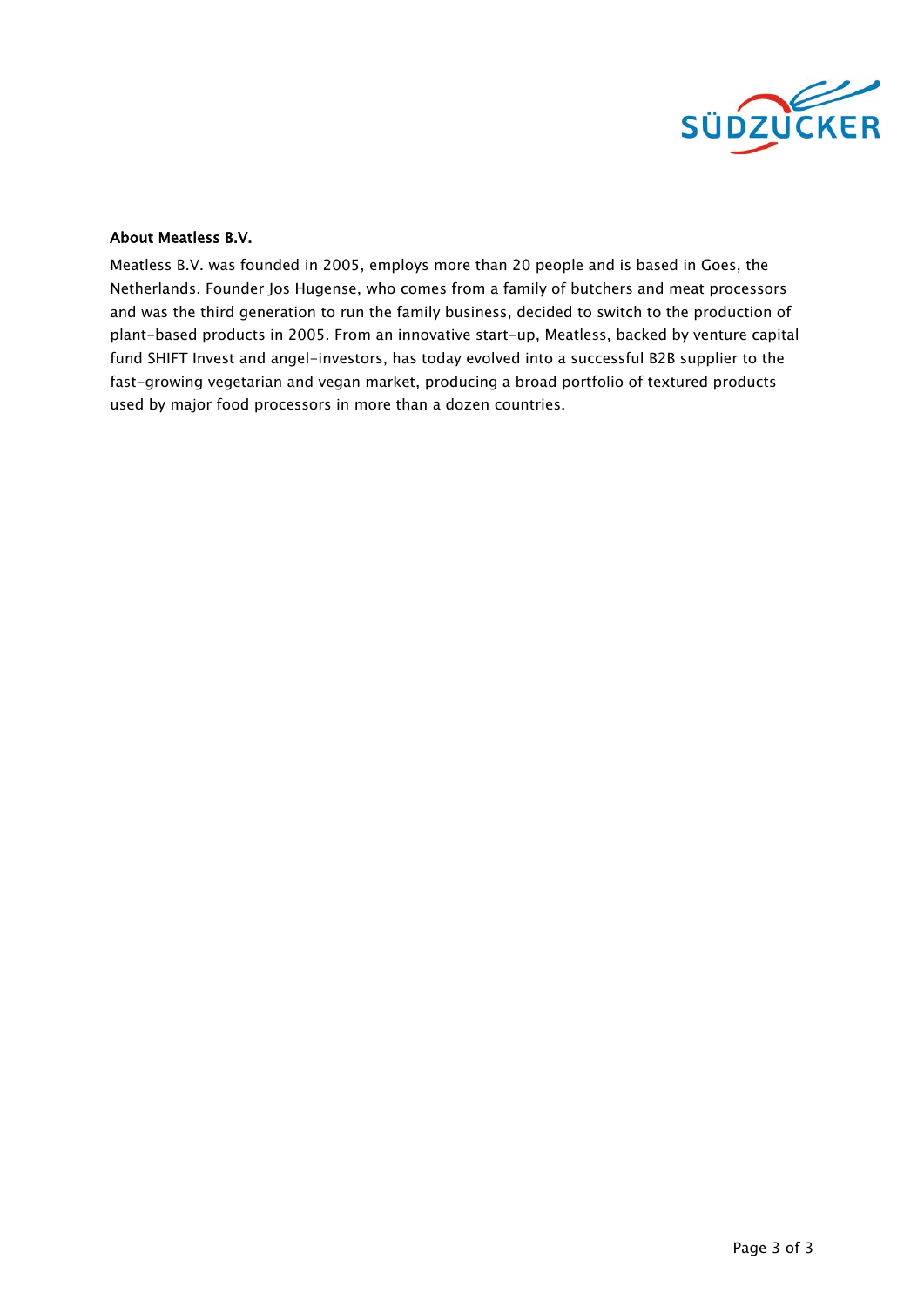**About Meatless B.V.**

Meatless B.V. was founded in 2005, employs more than 20 people and is based in Goes, the Netherlands. Founder Jos Hugense, who comes from a family of butchers and meat processors and was the third generation to run the family business, decided to switch to the production of plant-based products in 2005. From an innovative start-up, Meatless, backed by venture capital fund SHIFT Invest and angel-investors, has today evolved into a successful B2B supplier to the fast-growing vegetarian and vegan market, producing a broad portfolio of textured products used by major food processors in more than a dozen countries.